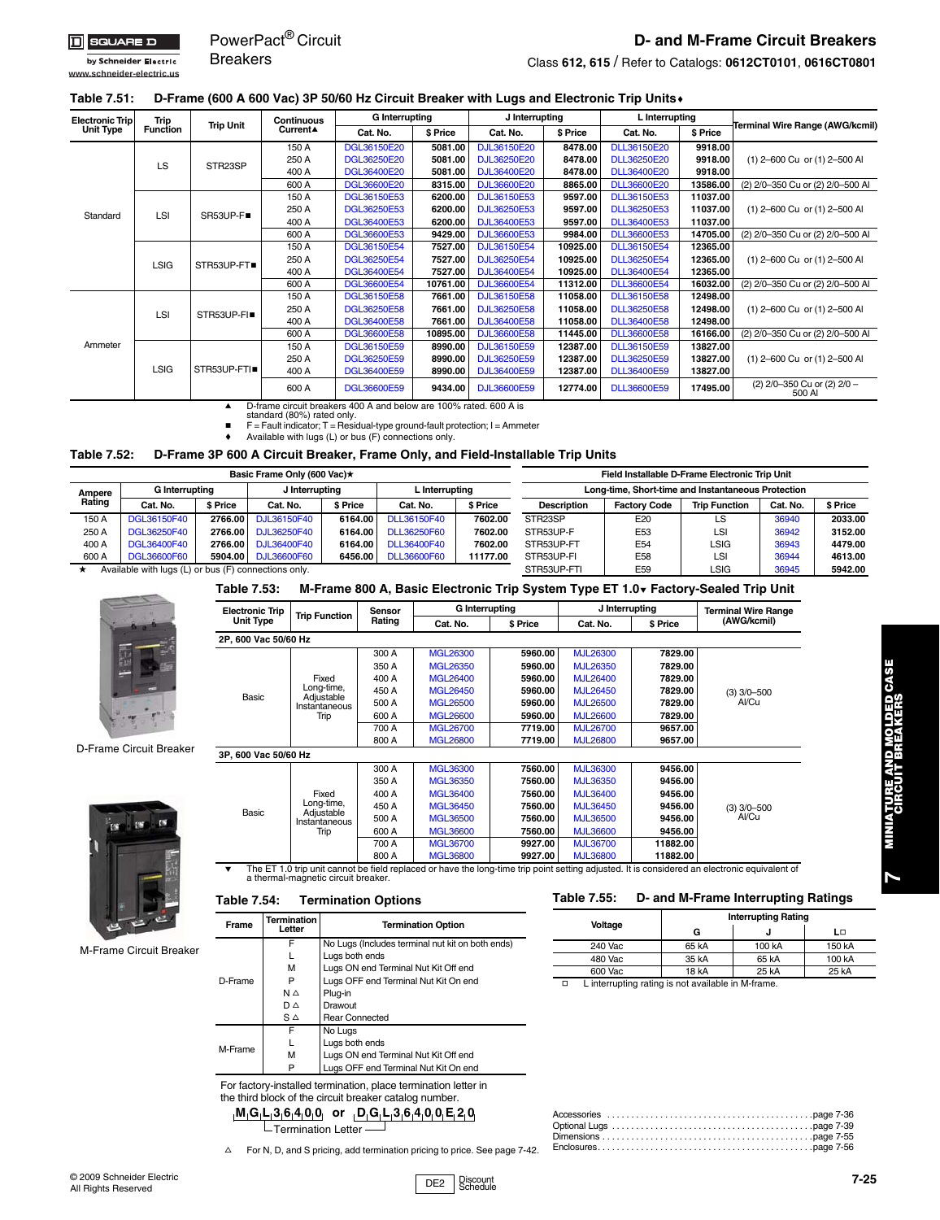# D- and M-Frame Circuit Breakers

PowerPact® Circuit Breakers

Class **612**, **615** / Refer to Catalogs: **0612CT0101**, **0616CT0801**

## Table 7.51: D-Frame (600 A 600 Vac) 3P 50/60 Hz Circuit Breaker with Lugs and Electronic Trip Units♦

| Electronic Trip Unit Type | Trip Function | Trip Unit | Continuous Current▲ | G Interrupting | | J Interrupting | | L Interrupting | | Terminal Wire Range (AWG/kcmil) |
|---|---|---|---|---|---|---|---|---|---|---|
| | | | | Cat. No. | $ Price | Cat. No. | $ Price | Cat. No. | $ Price | |
| Standard | LS | STR23SP | 150 A | DGL36150E20 | 5081.00 | DJL36150E20 | 8478.00 | DLL36150E20 | 9918.00 | (1) 2–600 Cu or (1) 2–500 Al |
| | | | 250 A | DGL36250E20 | 5081.00 | DJL36250E20 | 8478.00 | DLL36250E20 | 9918.00 | |
| | | | 400 A | DGL36400E20 | 5081.00 | DJL36400E20 | 8478.00 | DLL36400E20 | 9918.00 | |
| | | | 600 A | DGL36600E20 | 8315.00 | DJL36600E20 | 8865.00 | DLL36600E20 | 13586.00 | (2) 2/0–350 Cu or (2) 2/0–500 Al |
| | LSI | SR53UP-F■ | 150 A | DGL36150E53 | 6200.00 | DJL36150E53 | 9597.00 | DLL36150E53 | 11037.00 | (1) 2–600 Cu or (1) 2–500 Al |
| | | | 250 A | DGL36250E53 | 6200.00 | DJL36250E53 | 9597.00 | DLL36250E53 | 11037.00 | |
| | | | 400 A | DGL36400E53 | 6200.00 | DJL36400E53 | 9597.00 | DLL36400E53 | 11037.00 | |
| | | | 600 A | DGL36600E53 | 9429.00 | DJL36600E53 | 9984.00 | DLL36600E53 | 14705.00 | (2) 2/0–350 Cu or (2) 2/0–500 Al |
| | LSIG | STR53UP-FT■ | 150 A | DGL36150E54 | 7527.00 | DJL36150E54 | 10925.00 | DLL36150E54 | 12365.00 | (1) 2–600 Cu or (1) 2–500 Al |
| | | | 250 A | DGL36250E54 | 7527.00 | DJL36250E54 | 10925.00 | DLL36250E54 | 12365.00 | |
| | | | 400 A | DGL36400E54 | 7527.00 | DJL36400E54 | 10925.00 | DLL36400E54 | 12365.00 | |
| | | | 600 A | DGL36600E54 | 10761.00 | DJL36600E54 | 11312.00 | DLL36600E54 | 16032.00 | (2) 2/0–350 Cu or (2) 2/0–500 Al |
| Ammeter | LSI | STR53UP-FI■ | 150 A | DGL36150E58 | 7661.00 | DJL36150E58 | 11058.00 | DLL36150E58 | 12498.00 | (1) 2–600 Cu or (1) 2–500 Al |
| | | | 250 A | DGL36250E58 | 7661.00 | DJL36250E58 | 11058.00 | DLL36250E58 | 12498.00 | |
| | | | 400 A | DGL36400E58 | 7661.00 | DJL36400E58 | 11058.00 | DLL36400E58 | 12498.00 | |
| | | | 600 A | DGL36600E58 | 10895.00 | DJL36600E58 | 11445.00 | DLL36600E58 | 16166.00 | (2) 2/0–350 Cu or (2) 2/0–500 Al |
| | LSIG | STR53UP-FTI■ | 150 A | DGL36150E59 | 8990.00 | DJL36150E59 | 12387.00 | DLL36150E59 | 13827.00 | (1) 2–600 Cu or (1) 2–500 Al |
| | | | 250 A | DGL36250E59 | 8990.00 | DJL36250E59 | 12387.00 | DLL36250E59 | 13827.00 | |
| | | | 400 A | DGL36400E59 | 8990.00 | DJL36400E59 | 12387.00 | DLL36400E59 | 13827.00 | |
| | | | 600 A | DGL36600E59 | 9434.00 | DJL36600E59 | 12774.00 | DLL36600E59 | 17495.00 | (2) 2/0–350 Cu or (2) 2/0 – 500 Al |

▲ D-frame circuit breakers 400 A and below are 100% rated. 600 A is standard (80%) rated only.
■ F = Fault indicator; T = Residual-type ground-fault protection; I = Ammeter
♦ Available with lugs (L) or bus (F) connections only.

## Table 7.52: D-Frame 3P 600 A Circuit Breaker, Frame Only, and Field-Installable Trip Units

| Ampere Rating | G Interrupting Cat. No. | $ Price | J Interrupting Cat. No. | $ Price | L Interrupting Cat. No. | $ Price |
|---|---|---|---|---|---|---|
| 150 A | DGL36150F40 | 2766.00 | DJL36150F40 | 6164.00 | DLL36150F40 | 7602.00 |
| 250 A | DGL36250F40 | 2766.00 | DJL36250F40 | 6164.00 | DLL36250F40 | 7602.00 |
| 400 A | DGL36400F40 | 2766.00 | DJL36400F40 | 6164.00 | DLL36400F40 | 7602.00 |
| 600 A | DGL36600F60 | 5904.00 | DJL36600F60 | 6456.00 | DLL36600F60 | 11177.00 |

Basic Frame Only (600 Vac)★

★ Available with lugs (L) or bus (F) connections only.

**Field Installable D-Frame Electronic Trip Unit — Long-time, Short-time and Instantaneous Protection**

| Description | Factory Code | Trip Function | Cat. No. | $ Price |
|---|---|---|---|---|
| STR23SP | E20 | LS | 36940 | 2033.00 |
| STR53UP-F | E53 | LSI | 36942 | 3152.00 |
| STR53UP-FT | E54 | LSIG | 36943 | 4479.00 |
| STR53UP-FI | E58 | LSI | 36944 | 4613.00 |
| STR53UP-FTI | E59 | LSIG | 36945 | 5942.00 |

D-Frame Circuit Breaker

M-Frame Circuit Breaker

## Table 7.53: M-Frame 800 A, Basic Electronic Trip System Type ET 1.0▼ Factory-Sealed Trip Unit

| Electronic Trip Unit Type | Trip Function | Sensor Rating | G Interrupting | | J Interrupting | | Terminal Wire Range (AWG/kcmil) |
|---|---|---|---|---|---|---|---|
| | | | Cat. No. | $ Price | Cat. No. | $ Price | |
| **2P, 600 Vac 50/60 Hz** | | | | | | | |
| Basic | Fixed Long-time, Adjustable Instantaneous Trip | 300 A | MGL26300 | 5960.00 | MJL26300 | 7829.00 | (3) 3/0–500 Al/Cu |
| | | 350 A | MGL26350 | 5960.00 | MJL26350 | 7829.00 | |
| | | 400 A | MGL26400 | 5960.00 | MJL26400 | 7829.00 | |
| | | 450 A | MGL26450 | 5960.00 | MJL26450 | 7829.00 | |
| | | 500 A | MGL26500 | 5960.00 | MJL26500 | 7829.00 | |
| | | 600 A | MGL26600 | 5960.00 | MJL26600 | 7829.00 | |
| | | 700 A | MGL26700 | 7719.00 | MJL26700 | 9657.00 | |
| | | 800 A | MGL26800 | 7719.00 | MJL26800 | 9657.00 | |
| **3P, 600 Vac 50/60 Hz** | | | | | | | |
| Basic | Fixed Long-time, Adjustable Instantaneous Trip | 300 A | MGL36300 | 7560.00 | MJL36300 | 9456.00 | (3) 3/0–500 Al/Cu |
| | | 350 A | MGL36350 | 7560.00 | MJL36350 | 9456.00 | |
| | | 400 A | MGL36400 | 7560.00 | MJL36400 | 9456.00 | |
| | | 450 A | MGL36450 | 7560.00 | MJL36450 | 9456.00 | |
| | | 500 A | MGL36500 | 7560.00 | MJL36500 | 9456.00 | |
| | | 600 A | MGL36600 | 7560.00 | MJL36600 | 9456.00 | |
| | | 700 A | MGL36700 | 9927.00 | MJL36700 | 11882.00 | |
| | | 800 A | MGL36800 | 9927.00 | MJL36800 | 11882.00 | |

▼ The ET 1.0 trip unit cannot be field replaced or have the long-time trip point setting adjusted. It is considered an electronic equivalent of a thermal-magnetic circuit breaker.

## Table 7.54: Termination Options

| Frame | Termination Letter | Termination Option |
|---|---|---|
| D-Frame | F | No Lugs (Includes terminal nut kit on both ends) |
| | L | Lugs both ends |
| | M | Lugs ON end Terminal Nut Kit Off end |
| | P | Lugs OFF end Terminal Nut Kit On end |
| | N △ | Plug-in |
| | D △ | Drawout |
| | S △ | Rear Connected |
| M-Frame | F | No Lugs |
| | L | Lugs both ends |
| | M | Lugs ON end Terminal Nut Kit Off end |
| | P | Lugs OFF end Terminal Nut Kit On end |

For factory-installed termination, place termination letter in the third block of the circuit breaker catalog number.

M G L 3 6 4 0 0 or D G L 3 6 4 0 0 E 2 0
Termination Letter

△ For N, D, and S pricing, add termination pricing to price. See page 7-42.

## Table 7.55: D- and M-Frame Interrupting Ratings

| Voltage | Interrupting Rating G | J | L□ |
|---|---|---|---|
| 240 Vac | 65 kA | 100 kA | 150 kA |
| 480 Vac | 35 kA | 65 kA | 100 kA |
| 600 Vac | 18 kA | 25 kA | 25 kA |

□ L interrupting rating is not available in M-frame.

Accessories ........ page 7-36
Optional Lugs ........ page 7-39
Dimensions ........ page 7-55
Enclosures ........ page 7-56

© 2009 Schneider Electric
All Rights Reserved

DE2 Discount Schedule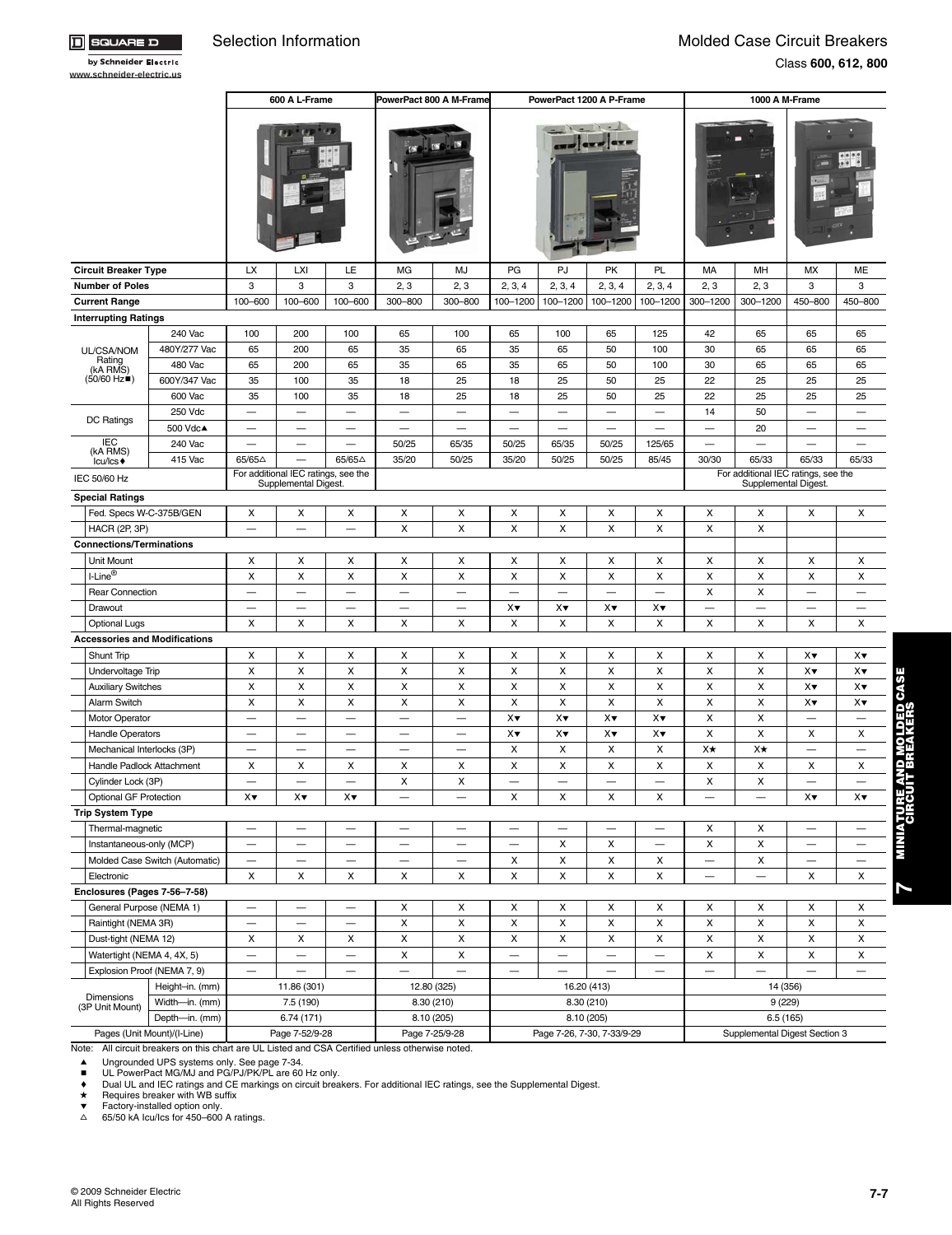# Selection Information

## Molded Case Circuit Breakers

Class 600, 612, 800

| | | 600 A L-Frame | | | PowerPact 800 A M-Frame | | PowerPact 1200 A P-Frame | | | | 1000 A M-Frame | | | |
|---|---|---|---|---|---|---|---|---|---|---|---|---|---|---|
| **Circuit Breaker Type** | | LX | LXI | LE | MG | MJ | PG | PJ | PK | PL | MA | MH | MX | ME |
| **Number of Poles** | | 3 | 3 | 3 | 2, 3 | 2, 3 | 2, 3, 4 | 2, 3, 4 | 2, 3, 4 | 2, 3, 4 | 2, 3 | 2, 3 | 3 | 3 |
| **Current Range** | | 100–600 | 100–600 | 100–600 | 300–800 | 300–800 | 100–1200 | 100–1200 | 100–1200 | 100–1200 | 300–1200 | 300–1200 | 450–800 | 450–800 |
| **Interrupting Ratings** | | | | | | | | | | | | | | |
| UL/CSA/NOM Rating (kA RMS) (50/60 Hz■) | 240 Vac | 100 | 200 | 100 | 65 | 100 | 65 | 100 | 65 | 125 | 42 | 65 | 65 | 65 |
| | 480Y/277 Vac | 65 | 200 | 65 | 35 | 65 | 35 | 65 | 50 | 100 | 30 | 65 | 65 | 65 |
| | 480 Vac | 65 | 200 | 65 | 35 | 65 | 35 | 65 | 50 | 100 | 30 | 65 | 65 | 65 |
| | 600Y/347 Vac | 35 | 100 | 35 | 18 | 25 | 18 | 25 | 50 | 25 | 22 | 25 | 25 | 25 |
| | 600 Vac | 35 | 100 | 35 | 18 | 25 | 18 | 25 | 50 | 25 | 22 | 25 | 25 | 25 |
| DC Ratings | 250 Vdc | — | — | — | — | — | — | — | — | — | 14 | 50 | — | — |
| | 500 Vdc▲ | — | — | — | — | — | — | — | — | — | — | 20 | — | — |
| IEC (kA RMS) Icu/Ics♦ | 240 Vac | — | — | — | 50/25 | 65/35 | 50/25 | 65/35 | 50/25 | 125/65 | — | — | — | — |
| | 415 Vac | 65/65△ | — | 65/65△ | 35/20 | 50/25 | 35/20 | 50/25 | 50/25 | 85/45 | 30/30 | 65/33 | 65/33 | 65/33 |
| IEC 50/60 Hz | | For additional IEC ratings, see the Supplemental Digest. | | | | | | | | | For additional IEC ratings, see the Supplemental Digest. | | | |
| **Special Ratings** | | | | | | | | | | | | | | |
| Fed. Specs W-C-375B/GEN | | X | X | X | X | X | X | X | X | X | X | X | X | X |
| HACR (2P, 3P) | | — | — | — | X | X | X | X | X | X | X | X | | |
| **Connections/Terminations** | | | | | | | | | | | | | | |
| Unit Mount | | X | X | X | X | X | X | X | X | X | X | X | X | X |
| I-Line® | | X | X | X | X | X | X | X | X | X | X | X | X | X |
| Rear Connection | | — | — | — | — | — | — | — | — | — | X | X | — | — |
| Drawout | | — | — | — | — | — | X▼ | X▼ | X▼ | X▼ | — | — | — | — |
| Optional Lugs | | X | X | X | X | X | X | X | X | X | X | X | X | X |
| **Accessories and Modifications** | | | | | | | | | | | | | | |
| Shunt Trip | | X | X | X | X | X | X | X | X | X | X | X | X▼ | X▼ |
| Undervoltage Trip | | X | X | X | X | X | X | X | X | X | X | X | X▼ | X▼ |
| Auxiliary Switches | | X | X | X | X | X | X | X | X | X | X | X | X▼ | X▼ |
| Alarm Switch | | X | X | X | X | X | X | X | X | X | X | X | X▼ | X▼ |
| Motor Operator | | — | — | — | — | — | X▼ | X▼ | X▼ | X▼ | X | X | — | — |
| Handle Operators | | — | — | — | — | — | X▼ | X▼ | X▼ | X▼ | X | X | X | X |
| Mechanical Interlocks (3P) | | — | — | — | — | — | X | X | X | X | X★ | X★ | — | — |
| Handle Padlock Attachment | | X | X | X | X | X | X | X | X | X | X | X | X | X |
| Cylinder Lock (3P) | | — | — | — | X | X | — | — | — | — | X | X | — | — |
| Optional GF Protection | | X▼ | X▼ | X▼ | — | — | X | X | X | X | — | — | X▼ | X▼ |
| **Trip System Type** | | | | | | | | | | | | | | |
| Thermal-magnetic | | — | — | — | — | — | — | — | — | — | X | X | — | — |
| Instantaneous-only (MCP) | | — | — | — | — | — | — | X | X | — | X | X | — | — |
| Molded Case Switch (Automatic) | | — | — | — | — | — | X | X | X | X | — | X | — | — |
| Electronic | | X | X | X | X | X | X | X | X | X | — | — | X | X |
| **Enclosures (Pages 7-56–7-58)** | | | | | | | | | | | | | | |
| General Purpose (NEMA 1) | | — | — | — | X | X | X | X | X | X | X | X | X | X |
| Raintight (NEMA 3R) | | — | — | — | X | X | X | X | X | X | X | X | X | X |
| Dust-tight (NEMA 12) | | X | X | X | X | X | X | X | X | X | X | X | X | X |
| Watertight (NEMA 4, 4X, 5) | | — | — | — | X | X | — | — | — | — | X | X | X | X |
| Explosion Proof (NEMA 7, 9) | | — | — | — | — | — | — | — | — | — | — | — | — | — |
| Dimensions (3P Unit Mount) | Height–in. (mm) | 11.86 (301) | | | 12.80 (325) | | 16.20 (413) | | | | 14 (356) | | | |
| | Width—in. (mm) | 7.5 (190) | | | 8.30 (210) | | 8.30 (210) | | | | 9 (229) | | | |
| | Depth—in. (mm) | 6.74 (171) | | | 8.10 (205) | | 8.10 (205) | | | | 6.5 (165) | | | |
| Pages (Unit Mount)/(I-Line) | | Page 7-52/9-28 | | | Page 7-25/9-28 | | Page 7-26, 7-30, 7-33/9-29 | | | | Supplemental Digest Section 3 | | | |

Note: All circuit breakers on this chart are UL Listed and CSA Certified unless otherwise noted.

- ▲ Ungrounded UPS systems only. See page 7-34.
- ■ UL PowerPact MG/MJ and PG/PJ/PK/PL are 60 Hz only.
- ♦ Dual UL and IEC ratings and CE markings on circuit breakers. For additional IEC ratings, see the Supplemental Digest.
- ★ Requires breaker with WB suffix
- ▼ Factory-installed option only.
- △ 65/50 kA Icu/Ics for 450–600 A ratings.

© 2009 Schneider Electric
All Rights Reserved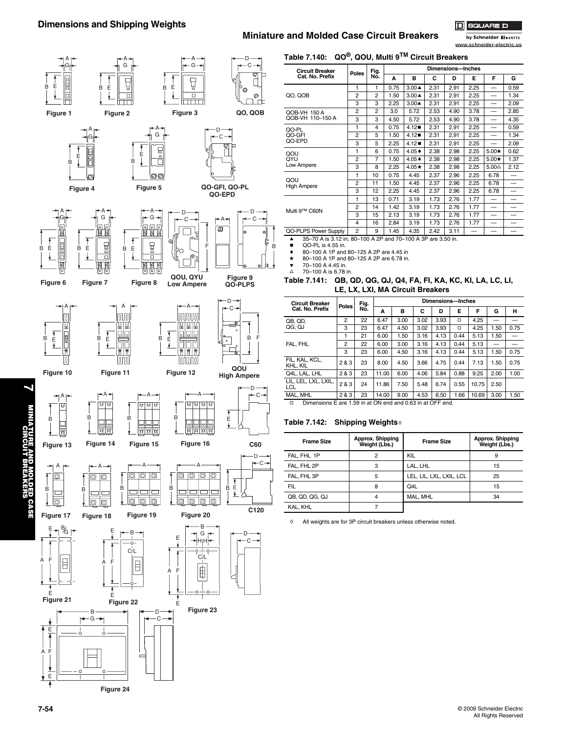## Dimensions and Shipping Weights

### Miniature and Molded Case Circuit Breakers

Figure 1 Figure 2 Figure 3 QO, QOB

Figure 4 Figure 5 QO-GFI, QO-PL QO-EPD

Figure 6 Figure 7 Figure 8 QOU, QYU Low Ampere Figure 9 QO-PLPS

Figure 10 Figure 11 Figure 12 QOU High Ampere

Figure 13 Figure 14 Figure 15 Figure 16 C60

Figure 17 Figure 18 Figure 19 Figure 20 C120

Figure 21 Figure 22 Figure 23

Figure 24

### Table 7.140: QO®, QOU, Multi 9™ Circuit Breakers

| Circuit Breaker Cat. No. Prefix | Poles | Fig. No. | Dimensions—Inches | | | | | | |
|---|---|---|---|---|---|---|---|---|---|
| | | | A | B | C | D | E | F | G |
| QO, QOB | 1 | 1 | 0.75 | 3.00▲ | 2.31 | 2.91 | 2.25 | — | 0.59 |
| | 2 | 2 | 1.50 | 3.00▲ | 2.31 | 2.91 | 2.25 | — | 1.34 |
| | 3 | 3 | 2.25 | 3.00▲ | 2.31 | 2.91 | 2.25 | — | 2.09 |
| QOB-VH 150 A QOB-VH 110–150 A | 2 | 2 | 3.0 | 5.72 | 2.53 | 4.90 | 3.78 | — | 2.85 |
| | 3 | 3 | 4.50 | 5.72 | 2.53 | 4.90 | 3.78 | — | 4.35 |
| QO-PL QO-GFI QO-EPD | 1 | 4 | 0.75 | 4.12■ | 2.31 | 2.91 | 2.25 | — | 0.59 |
| | 2 | 5 | 1.50 | 4.12■ | 2.31 | 2.91 | 2.25 | — | 1.34 |
| | 3 | 5 | 2.25 | 4.12■ | 2.31 | 2.91 | 2.25 | — | 2.09 |
| QOU QYU Low Ampere | 1 | 6 | 0.75 | 4.05♦ | 2.38 | 2.98 | 2.25 | 5.00★ | 0.62 |
| | 2 | 7 | 1.50 | 4.05♦ | 2.38 | 2.98 | 2.25 | 5.00★ | 1.37 |
| | 3 | 8 | 2.25 | 4.05★ | 2.38 | 2.98 | 2.25 | 5.00△ | 2.12 |
| QOU High Ampere | 1 | 10 | 0.75 | 4.45 | 2.37 | 2.96 | 2.25 | 6.78 | — |
| | 2 | 11 | 1.50 | 4.45 | 2.37 | 2.96 | 2.25 | 6.78 | — |
| | 3 | 12 | 2.25 | 4.45 | 2.37 | 2.96 | 2.25 | 6.78 | — |
| Multi 9™ C60N | 1 | 13 | 0.71 | 3.19 | 1.73 | 2.76 | 1.77 | — | — |
| | 2 | 14 | 1.42 | 3.19 | 1.73 | 2.76 | 1.77 | — | — |
| | 3 | 15 | 2.13 | 3.19 | 1.73 | 2.76 | 1.77 | — | — |
| | 4 | 16 | 2.84 | 3.19 | 1.73 | 2.76 | 1.77 | — | — |
| QO-PLPS Power Supply | 2 | 9 | 1.45 | 4.35 | 2.42 | 3.11 | — | — | — |

▲ 35–70 A is 3.12 in; 80–100 A 2P and 70–100 A 3P are 3.50 in.
■ QO-PL is 4.55 in.
♦ 80–100 A 1P and 80–125 A 2P are 4.45 in
★ 80–100 A 1P and 80–125 A 2P are 6.78 in.
▼ 70–100 A 4.45 in.
△ 70–100 A is 6.78 in.

### Table 7.141: QB, QD, QG, QJ, Q4, FA, FI, KA, KC, KI, LA, LC, LI, LE, LX, LXI, MA Circuit Breakers

| Circuit Breaker Cat. No. Prefix | Poles | Fig. No. | Dimensions—Inches | | | | | | | |
|---|---|---|---|---|---|---|---|---|---|---|
| | | | A | B | C | D | E | F | G | H |
| QB, QD, QG, QJ | 2 | 22 | 6.47 | 3.00 | 3.02 | 3.93 | □ | 4.25 | — | — |
| | 3 | 23 | 6.47 | 4.50 | 3.02 | 3.93 | □ | 4.25 | 1.50 | 0.75 |
| FAL, FHL | 1 | 21 | 6.00 | 1.50 | 3.16 | 4.13 | 0.44 | 5.13 | 1.50 | — |
| | 2 | 22 | 6.00 | 3.00 | 3.16 | 4.13 | 0.44 | 5.13 | — | — |
| | 3 | 23 | 6.00 | 4.50 | 3.16 | 4.13 | 0.44 | 5.13 | 1.50 | 0.75 |
| FIL, KAL, KCL, KHL, KIL | 2 & 3 | 23 | 8.00 | 4.50 | 3.66 | 4.75 | 0.44 | 7.13 | 1.50 | 0.75 |
| Q4L, LAL, LHL | 2 & 3 | 23 | 11.00 | 6.00 | 4.06 | 5.84 | 0.88 | 9.25 | 2.00 | 1.00 |
| LIL, LEL, LXL, LXIL, LCL | 2 & 3 | 24 | 11.86 | 7.50 | 5.48 | 6.74 | 0.55 | 10.75 | 2.50 | |
| MAL, MHL | 2 & 3 | 23 | 14.00 | 9.00 | 4.53 | 6.50 | 1.66 | 10.69 | 3.00 | 1.50 |

□ Dimensions E are 1.59 in at ON end and 0.63 in at OFF end.

### Table 7.142: Shipping Weights◊

| Frame Size | Approx. Shipping Weight (Lbs.) | Frame Size | Approx. Shipping Weight (Lbs.) |
|---|---|---|---|
| FAL, FHL 1P | 2 | KIL | 9 |
| FAL, FHL 2P | 3 | LAL, LHL | 15 |
| FAL, FHL 3P | 5 | LEL, LIL, LXL, LXIL, LCL | 25 |
| FIL | 8 | Q4L | 15 |
| QB, QD, QG, QJ | 4 | MAL, MHL | 34 |
| KAL, KHL | 7 | | |

◊ All weights are for 3P circuit breakers unless otherwise noted.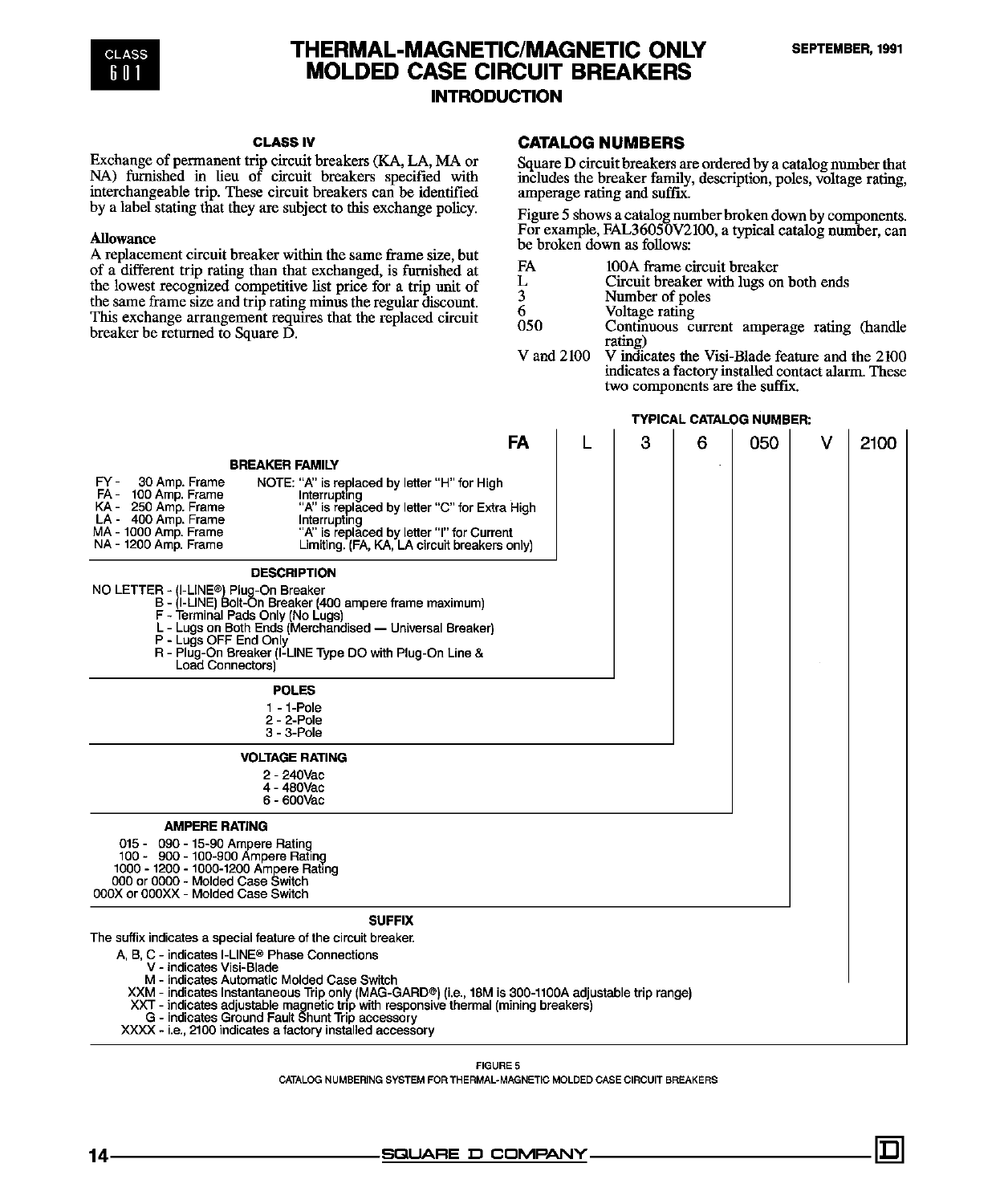# THERMAL-MAGNETIC/MAGNETIC ONLY MOLDED CASE CIRCUIT BREAKERS

## INTRODUCTION

### CLASS IV

Exchange of permanent trip circuit breakers (KA, LA, MA or NA) furnished in lieu of circuit breakers specified with interchangeable trip. These circuit breakers can be identified by a label stating that they are subject to this exchange policy.

**Allowance**

A replacement circuit breaker within the same frame size, but of a different trip rating than that exchanged, is furnished at the lowest recognized competitive list price for a trip unit of the same frame size and trip rating minus the regular discount. This exchange arrangement requires that the replaced circuit breaker be returned to Square D.

### CATALOG NUMBERS

Square D circuit breakers are ordered by a catalog number that includes the breaker family, description, poles, voltage rating, amperage rating and suffix.

Figure 5 shows a catalog number broken down by components. For example, FAL36050V2100, a typical catalog number, can be broken down as follows:

| | |
|---|---|
| FA | 100A frame circuit breaker |
| L | Circuit breaker with lugs on both ends |
| 3 | Number of poles |
| 6 | Voltage rating |
| 050 | Continuous current amperage rating (handle rating) |
| V and 2100 | V indicates the Visi-Blade feature and the 2100 indicates a factory installed contact alarm. These two components are the suffix. |

**TYPICAL CATALOG NUMBER:**

| FA | L | 3 | 6 | 050 | V | 2100 |
|---|---|---|---|---|---|---|

**BREAKER FAMILY**

- FY - 30 Amp. Frame
- FA - 100 Amp. Frame
- KA - 250 Amp. Frame
- LA - 400 Amp. Frame
- MA - 1000 Amp. Frame
- NA - 1200 Amp. Frame

NOTE: "A" is replaced by letter "H" for High Interrupting
"A" is replaced by letter "C" for Extra High Interrupting
"A" is replaced by letter "I" for Current Limiting. (FA, KA, LA circuit breakers only)

**DESCRIPTION**

- NO LETTER - (I-LINE®) Plug-On Breaker
- B - (I-LINE) Bolt-On Breaker (400 ampere frame maximum)
- F - Terminal Pads Only (No Lugs)
- L - Lugs on Both Ends (Merchandised — Universal Breaker)
- P - Lugs OFF End Only
- R - Plug-On Breaker (I-LINE Type DO with Plug-On Line & Load Connectors)

**POLES**

- 1 - 1-Pole
- 2 - 2-Pole
- 3 - 3-Pole

**VOLTAGE RATING**

- 2 - 240Vac
- 4 - 480Vac
- 6 - 600Vac

**AMPERE RATING**

- 015 - 090 - 15-90 Ampere Rating
- 100 - 900 - 100-900 Ampere Rating
- 1000 - 1200 - 1000-1200 Ampere Rating
- 000 or 0000 - Molded Case Switch
- 000X or 000XX - Molded Case Switch

**SUFFIX**

The suffix indicates a special feature of the circuit breaker.

- A, B, C - indicates I-LINE® Phase Connections
- V - indicates Visi-Blade
- M - indicates Automatic Molded Case Switch
- XXM - indicates Instantaneous Trip only (MAG-GARD®) (i.e., 18M is 300-1100A adjustable trip range)
- XXT - indicates adjustable magnetic trip with responsive thermal (mining breakers)
- G - indicates Ground Fault Shunt Trip accessory
- XXXX - i.e., 2100 indicates a factory installed accessory

FIGURE 5
CATALOG NUMBERING SYSTEM FOR THERMAL-MAGNETIC MOLDED CASE CIRCUIT BREAKERS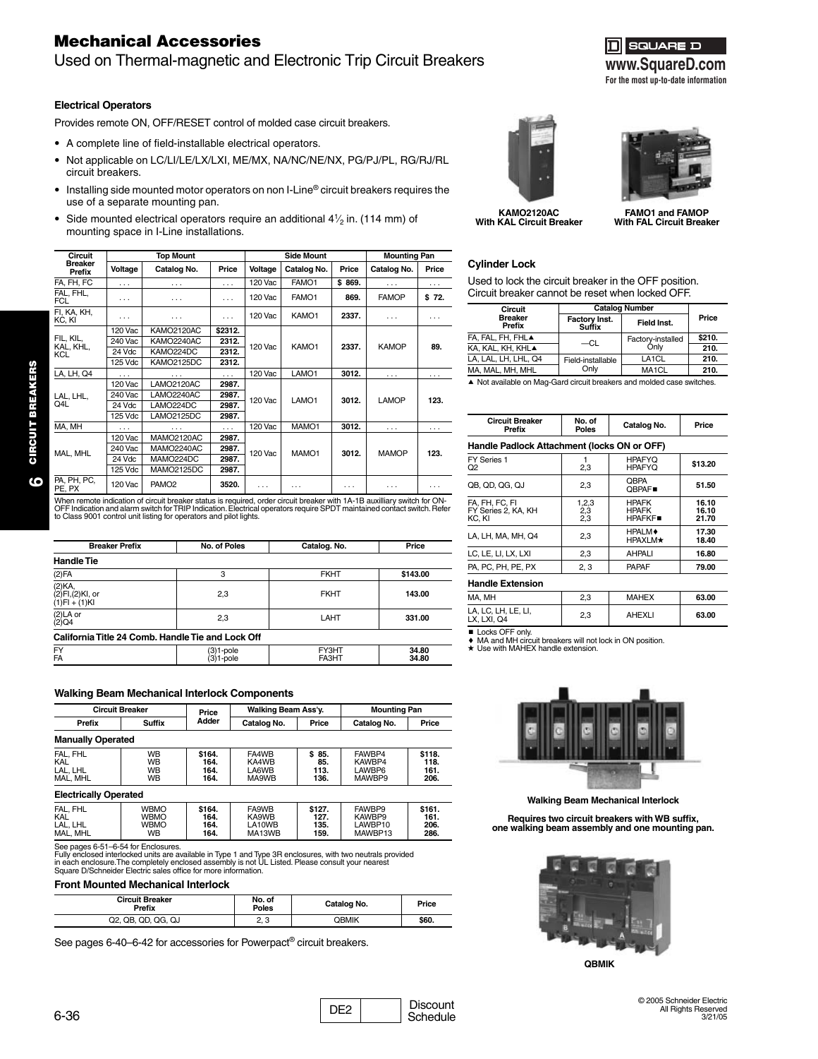# Mechanical Accessories

Used on Thermal-magnetic and Electronic Trip Circuit Breakers

### Electrical Operators

Provides remote ON, OFF/RESET control of molded case circuit breakers.

- A complete line of field-installable electrical operators.
- Not applicable on LC/LI/LE/LX/LXI, ME/MX, NA/NC/NE/NX, PG/PJ/PL, RG/RJ/RL circuit breakers.
- Installing side mounted motor operators on non I-Line® circuit breakers requires the use of a separate mounting pan.
- Side mounted electrical operators require an additional 4½ in. (114 mm) of mounting space in I-Line installations.

| Circuit Breaker Prefix | Top Mount | | | Side Mount | | | Mounting Pan | |
|---|---|---|---|---|---|---|---|---|
| | Voltage | Catalog No. | Price | Voltage | Catalog No. | Price | Catalog No. | Price |
| FA, FH, FC | ... | ... | ... | 120 Vac | FAMO1 | $ 869. | ... | ... |
| FAL, FHL, FCL | ... | ... | ... | 120 Vac | FAMO1 | 869. | FAMOP | $ 72. |
| FI, KA, KH, KC, KI | ... | ... | ... | 120 Vac | KAMO1 | 2337. | ... | ... |
| FIL, KIL, KAL, KHL, KCL | 120 Vac | KAMO2120AC | $2312. | 120 Vac | KAMO1 | 2337. | KAMOP | 89. |
| | 240 Vac | KAMO2240AC | 2312. | | | | | |
| | 24 Vdc | KAMO224DC | 2312. | | | | | |
| | 125 Vdc | KAMO2125DC | 2312. | | | | | |
| LA, LH, Q4 | ... | ... | ... | 120 Vac | LAMO1 | 3012. | ... | ... |
| LAL, LHL, Q4L | 120 Vac | LAMO2120AC | 2987. | 120 Vac | LAMO1 | 3012. | LAMOP | 123. |
| | 240 Vac | LAMO2240AC | 2987. | | | | | |
| | 24 Vdc | LAMO224DC | 2987. | | | | | |
| | 125 Vdc | LAMO2125DC | 2987. | | | | | |
| MA, MH | ... | ... | ... | 120 Vac | MAMO1 | 3012. | ... | ... |
| MAL, MHL | 120 Vac | MAMO2120AC | 2987. | 120 Vac | MAMO1 | 3012. | MAMOP | 123. |
| | 240 Vac | MAMO2240AC | 2987. | | | | | |
| | 24 Vdc | MAMO224DC | 2987. | | | | | |
| | 125 Vdc | MAMO2125DC | 2987. | | | | | |
| PA, PH, PC, PE, PX | 120 Vac | PAMO2 | 3520. | ... | ... | ... | ... | ... |

When remote indication of circuit breaker status is required, order circuit breaker with 1A-1B auxiliary switch for ON-OFF Indication and alarm switch for TRIP Indication. Electrical operators require SPDT maintained contact switch. Refer to Class 9001 control unit listing for operators and pilot lights.

KAMO2120AC With KAL Circuit Breaker

FAMO1 and FAMOP With FAL Circuit Breaker

### Cylinder Lock

Used to lock the circuit breaker in the OFF position. Circuit breaker cannot be reset when locked OFF.

| Circuit Breaker Prefix | Catalog Number | | Price |
|---|---|---|---|
| | Factory Inst. Suffix | Field Inst. | |
| FA, FAL, FH, FHL▲ | —CL | Factory-installed Only | $210. |
| KA, KAL, KH, KHL▲ | | | 210. |
| LA, LAL, LH, LHL, Q4 | Field-installable Only | LA1CL | 210. |
| MA, MAL, MH, MHL | | MA1CL | 210. |

▲ Not available on Mag-Gard circuit breakers and molded case switches.

| Breaker Prefix | No. of Poles | Catalog. No. | Price |
|---|---|---|---|
| **Handle Tie** | | | |
| (2)FA | 3 | FKHT | $143.00 |
| (2)KA, (2)FI,(2)KI, or (1)FI + (1)KI | 2,3 | FKHT | 143.00 |
| (2)LA or (2)Q4 | 2,3 | LAHT | 331.00 |
| **California Title 24 Comb. Handle Tie and Lock Off** | | | |
| FY | (3)1-pole | FY3HT | 34.80 |
| FA | (3)1-pole | FA3HT | 34.80 |

| Circuit Breaker Prefix | No. of Poles | Catalog No. | Price |
|---|---|---|---|
| **Handle Padlock Attachment (locks ON or OFF)** | | | |
| FY Series 1<br>Q2 | 1<br>2,3 | HPAFYQ<br>HPAFYQ | $13.20 |
| QB, QD, QG, QJ | 2,3 | QBPA<br>QBPAF■ | 51.50 |
| FA, FH, FC, FI<br>FY Series 2, KA, KH<br>KC, KI | 1,2,3<br>2,3<br>2,3 | HPAFK<br>HPAFK<br>HPAFKF■ | 16.10<br>16.10<br>21.70 |
| LA, LH, MA, MH, Q4 | 2,3 | HPALM♦<br>HPAXLM★ | 17.30<br>18.40 |
| LC, LE, LI, LX, LXI | 2,3 | AHPALI | 16.80 |
| PA, PC, PH, PE, PX | 2, 3 | PAPAF | 79.00 |
| **Handle Extension** | | | |
| MA, MH | 2,3 | MAHEX | 63.00 |
| LA, LC, LH, LE, LI, LX, LXI, Q4 | 2,3 | AHEXLI | 63.00 |

■ Locks OFF only.
♦ MA and MH circuit breakers will not lock in ON position.
★ Use with MAHEX handle extension.

### Walking Beam Mechanical Interlock Components

| Circuit Breaker | | Price Adder | Walking Beam Ass'y. | | Mounting Pan | |
|---|---|---|---|---|---|---|
| Prefix | Suffix | | Catalog No. | Price | Catalog No. | Price |
| **Manually Operated** | | | | | | |
| FAL, FHL | WB | $164. | FA4WB | $ 85. | FAWBP4 | $118. |
| KAL | WB | 164. | KA4WB | 85. | KAWBP4 | 118. |
| LAL, LHL | WB | 164. | LA6WB | 113. | LAWBP6 | 161. |
| MAL, MHL | WB | 164. | MA9WB | 136. | MAWBP9 | 206. |
| **Electrically Operated** | | | | | | |
| FAL, FHL | WBMO | $164. | FA9WB | $127. | FAWBP9 | $161. |
| KAL | WBMO | 164. | KA9WB | 127. | KAWBP9 | 161. |
| LAL, LHL | WBMO | 164. | LA10WB | 135. | LAWBP10 | 206. |
| MAL, MHL | WB | 164. | MA13WB | 159. | MAWBP13 | 286. |

See pages 6-51–6-54 for Enclosures.
Fully enclosed interlocked units are available in Type 1 and Type 3R enclosures, with two neutrals provided in each enclosure.The completely enclosed assembly is not UL Listed. Please consult your nearest Square D/Schneider Electric sales office for more information.

Walking Beam Mechanical Interlock

Requires two circuit breakers with WB suffix, one walking beam assembly and one mounting pan.

### Front Mounted Mechanical Interlock

| Circuit Breaker Prefix | No. of Poles | Catalog No. | Price |
|---|---|---|---|
| Q2, QB, QD, QG, QJ | 2, 3 | QBMIK | $60. |

See pages 6-40–6-42 for accessories for Powerpact® circuit breakers.

QBMIK

DE2 Discount Schedule

© 2005 Schneider Electric All Rights Reserved 3/21/05